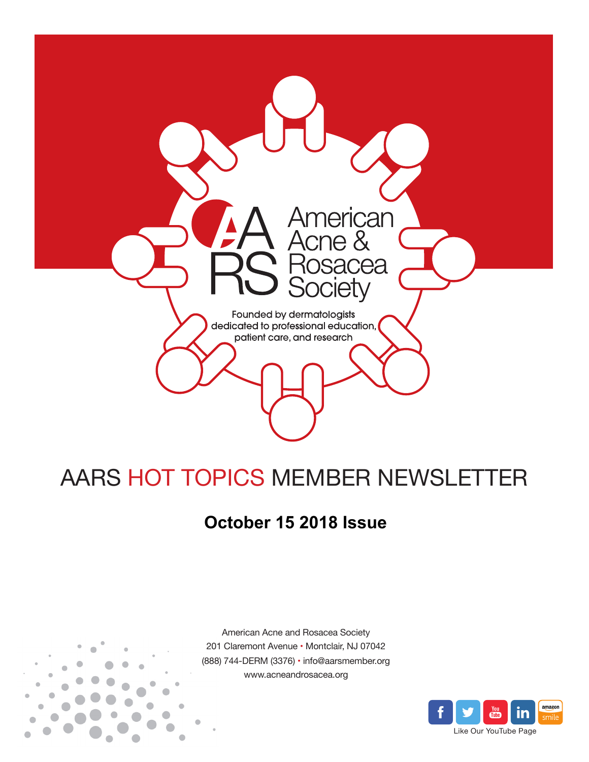American Acne & Rosacea Society

Founded by dermatologists dedicated to professional education, patient care, and research

# AARS HOT TOPICS MEMBER NEWSLETTER

## October 15 2018 Issue

American Acne and Rosacea Society
201 Claremont Avenue • Montclair, NJ 07042
(888) 744-DERM (3376) • info@aarsmember.org
www.acneandrosacea.org

Like Our YouTube Page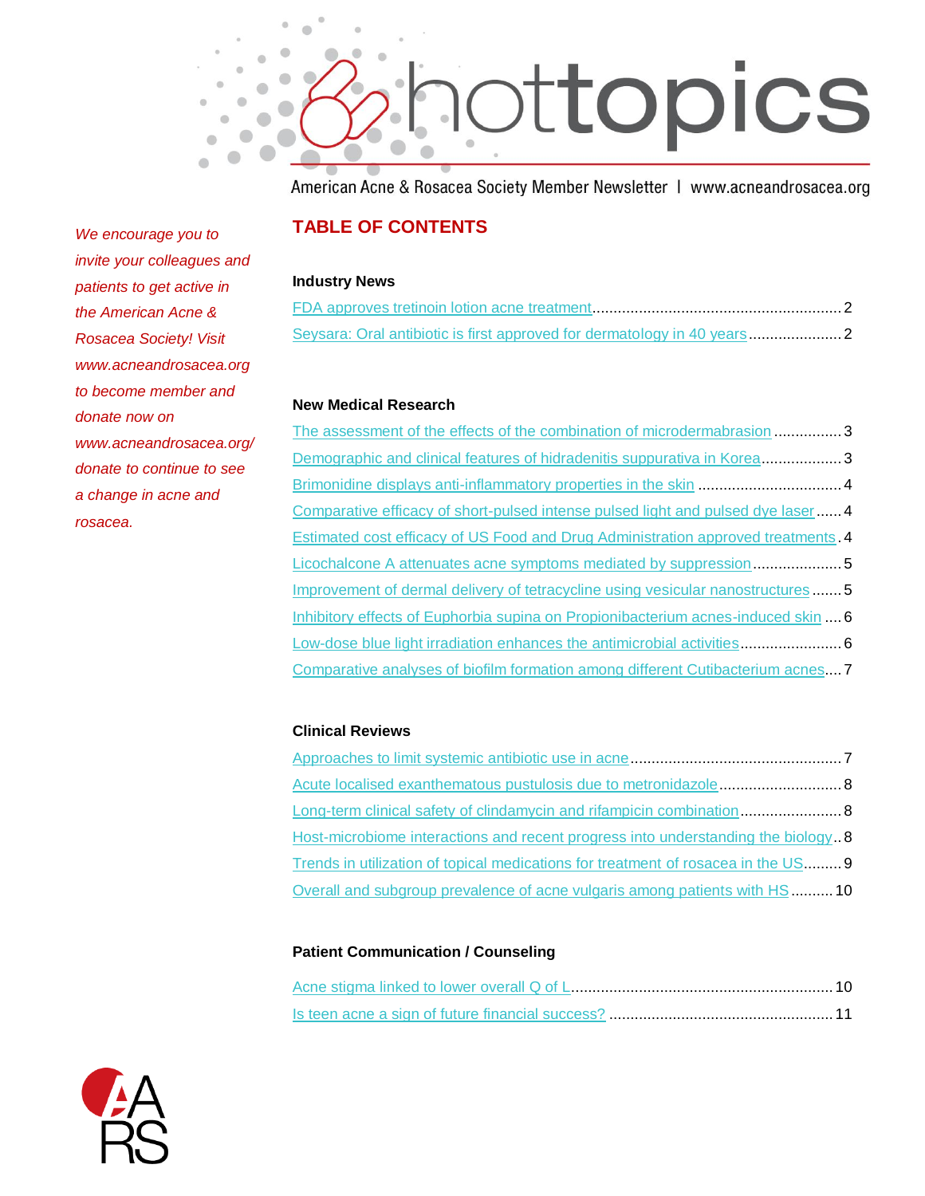# hottopics

American Acne & Rosacea Society Member Newsletter | www.acneandrosacea.org

*We encourage you to invite your colleagues and patients to get active in the American Acne & Rosacea Society! Visit www.acneandrosacea.org to become member and donate now on www.acneandrosacea.org/donate to continue to see a change in acne and rosacea.*

## TABLE OF CONTENTS

### Industry News

- FDA approves tretinoin lotion acne treatment ........ 2
- Seysara: Oral antibiotic is first approved for dermatology in 40 years ........ 2

### New Medical Research

- The assessment of the effects of the combination of microdermabrasion ........ 3
- Demographic and clinical features of hidradenitis suppurativa in Korea ........ 3
- Brimonidine displays anti-inflammatory properties in the skin ........ 4
- Comparative efficacy of short-pulsed intense pulsed light and pulsed dye laser ........ 4
- Estimated cost efficacy of US Food and Drug Administration approved treatments ........ 4
- Licochalcone A attenuates acne symptoms mediated by suppression ........ 5
- Improvement of dermal delivery of tetracycline using vesicular nanostructures ........ 5
- Inhibitory effects of Euphorbia supina on Propionibacterium acnes-induced skin ........ 6
- Low-dose blue light irradiation enhances the antimicrobial activities ........ 6
- Comparative analyses of biofilm formation among different Cutibacterium acnes ........ 7

### Clinical Reviews

- Approaches to limit systemic antibiotic use in acne ........ 7
- Acute localised exanthematous pustulosis due to metronidazole ........ 8
- Long-term clinical safety of clindamycin and rifampicin combination ........ 8
- Host-microbiome interactions and recent progress into understanding the biology ........ 8
- Trends in utilization of topical medications for treatment of rosacea in the US ........ 9
- Overall and subgroup prevalence of acne vulgaris among patients with HS ........ 10

### Patient Communication / Counseling

- Acne stigma linked to lower overall Q of L ........ 10
- Is teen acne a sign of future financial success? ........ 11

AARS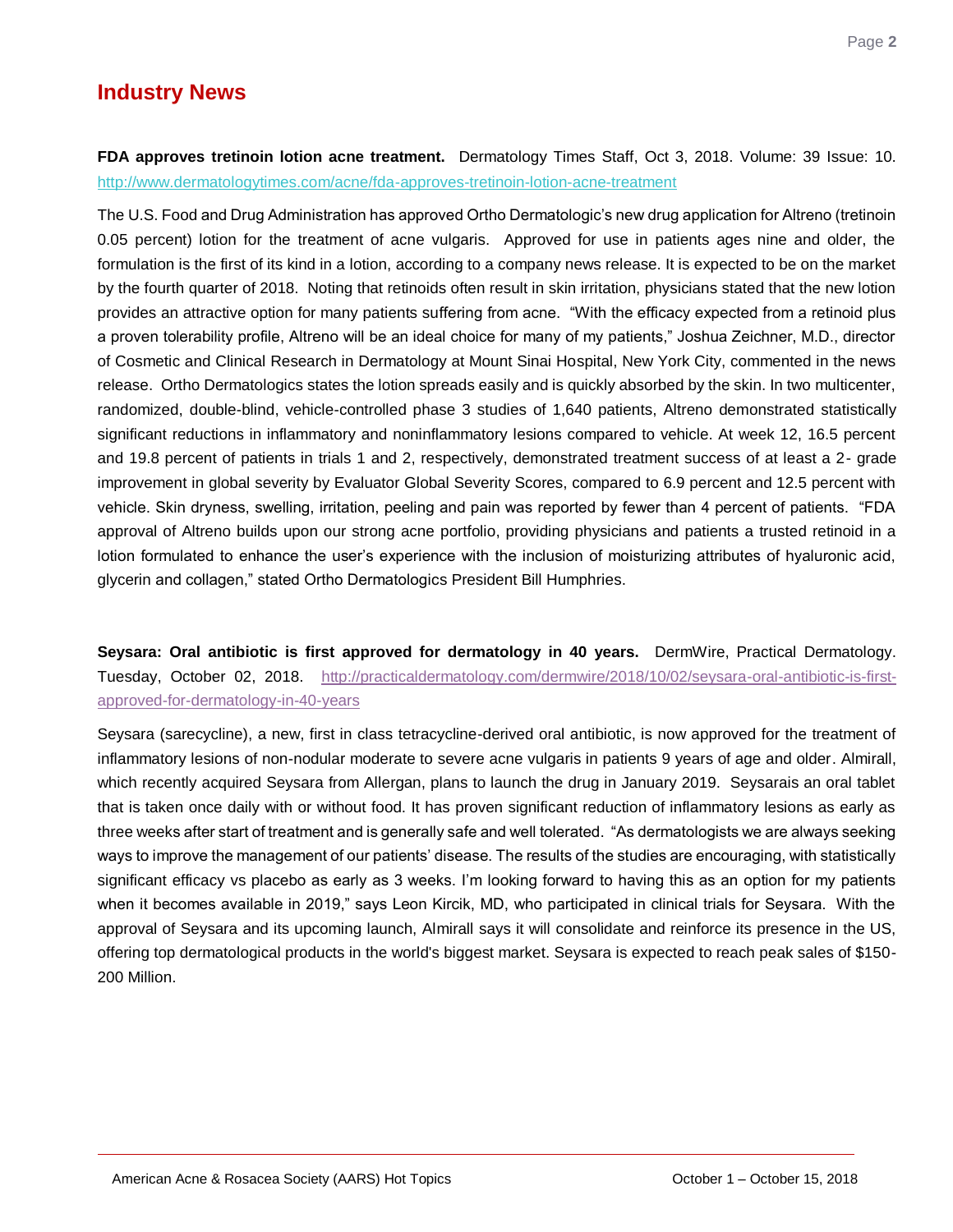## Industry News

**FDA approves tretinoin lotion acne treatment.** Dermatology Times Staff, Oct 3, 2018. Volume: 39 Issue: 10. http://www.dermatologytimes.com/acne/fda-approves-tretinoin-lotion-acne-treatment

The U.S. Food and Drug Administration has approved Ortho Dermatologic's new drug application for Altreno (tretinoin 0.05 percent) lotion for the treatment of acne vulgaris. Approved for use in patients ages nine and older, the formulation is the first of its kind in a lotion, according to a company news release. It is expected to be on the market by the fourth quarter of 2018. Noting that retinoids often result in skin irritation, physicians stated that the new lotion provides an attractive option for many patients suffering from acne. "With the efficacy expected from a retinoid plus a proven tolerability profile, Altreno will be an ideal choice for many of my patients," Joshua Zeichner, M.D., director of Cosmetic and Clinical Research in Dermatology at Mount Sinai Hospital, New York City, commented in the news release. Ortho Dermatologics states the lotion spreads easily and is quickly absorbed by the skin. In two multicenter, randomized, double-blind, vehicle-controlled phase 3 studies of 1,640 patients, Altreno demonstrated statistically significant reductions in inflammatory and noninflammatory lesions compared to vehicle. At week 12, 16.5 percent and 19.8 percent of patients in trials 1 and 2, respectively, demonstrated treatment success of at least a 2- grade improvement in global severity by Evaluator Global Severity Scores, compared to 6.9 percent and 12.5 percent with vehicle. Skin dryness, swelling, irritation, peeling and pain was reported by fewer than 4 percent of patients. "FDA approval of Altreno builds upon our strong acne portfolio, providing physicians and patients a trusted retinoid in a lotion formulated to enhance the user's experience with the inclusion of moisturizing attributes of hyaluronic acid, glycerin and collagen," stated Ortho Dermatologics President Bill Humphries.

**Seysara: Oral antibiotic is first approved for dermatology in 40 years.** DermWire, Practical Dermatology. Tuesday, October 02, 2018. http://practicaldermatology.com/dermwire/2018/10/02/seysara-oral-antibiotic-is-first-approved-for-dermatology-in-40-years

Seysara (sarecycline), a new, first in class tetracycline-derived oral antibiotic, is now approved for the treatment of inflammatory lesions of non-nodular moderate to severe acne vulgaris in patients 9 years of age and older. Almirall, which recently acquired Seysara from Allergan, plans to launch the drug in January 2019. Seysarais an oral tablet that is taken once daily with or without food. It has proven significant reduction of inflammatory lesions as early as three weeks after start of treatment and is generally safe and well tolerated. "As dermatologists we are always seeking ways to improve the management of our patients' disease. The results of the studies are encouraging, with statistically significant efficacy vs placebo as early as 3 weeks. I'm looking forward to having this as an option for my patients when it becomes available in 2019," says Leon Kircik, MD, who participated in clinical trials for Seysara. With the approval of Seysara and its upcoming launch, Almirall says it will consolidate and reinforce its presence in the US, offering top dermatological products in the world's biggest market. Seysara is expected to reach peak sales of $150-200 Million.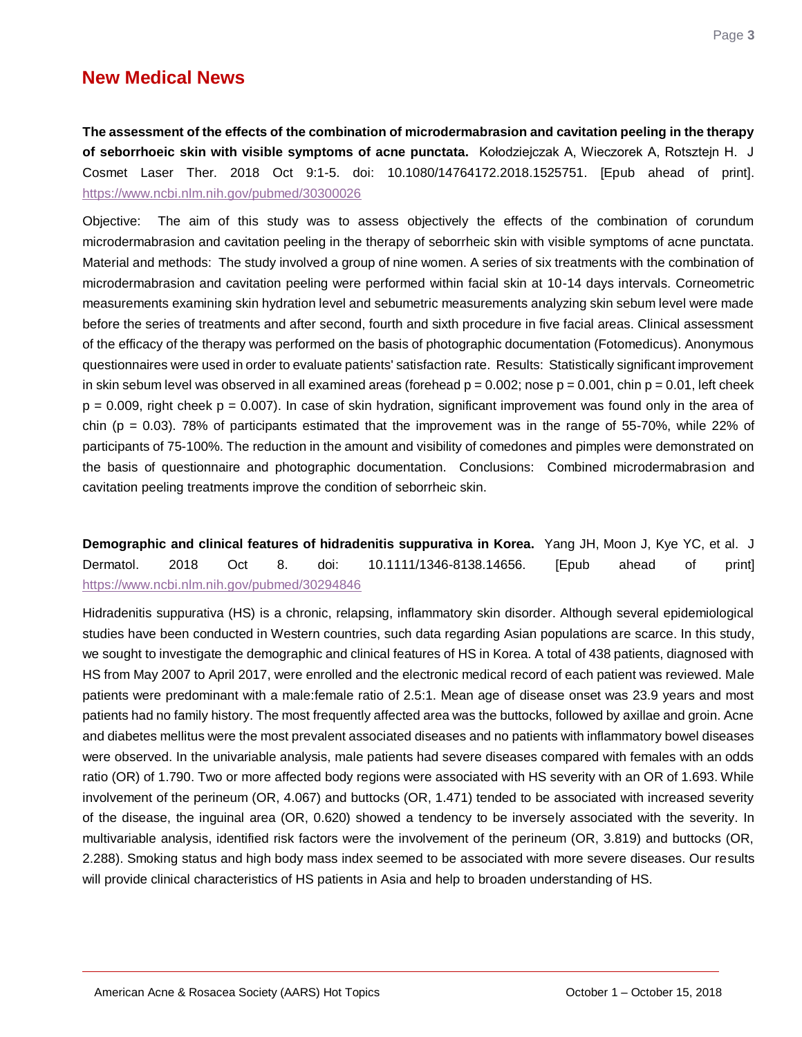## New Medical News

**The assessment of the effects of the combination of microdermabrasion and cavitation peeling in the therapy of seborrhoeic skin with visible symptoms of acne punctata.** Kołodziejczak A, Wieczorek A, Rotsztejn H. J Cosmet Laser Ther. 2018 Oct 9:1-5. doi: 10.1080/14764172.2018.1525751. [Epub ahead of print]. https://www.ncbi.nlm.nih.gov/pubmed/30300026

Objective: The aim of this study was to assess objectively the effects of the combination of corundum microdermabrasion and cavitation peeling in the therapy of seborrheic skin with visible symptoms of acne punctata. Material and methods: The study involved a group of nine women. A series of six treatments with the combination of microdermabrasion and cavitation peeling were performed within facial skin at 10-14 days intervals. Corneometric measurements examining skin hydration level and sebumetric measurements analyzing skin sebum level were made before the series of treatments and after second, fourth and sixth procedure in five facial areas. Clinical assessment of the efficacy of the therapy was performed on the basis of photographic documentation (Fotomedicus). Anonymous questionnaires were used in order to evaluate patients' satisfaction rate. Results: Statistically significant improvement in skin sebum level was observed in all examined areas (forehead $p = 0.002$; nose $p = 0.001$, chin $p = 0.01$, left cheek $p = 0.009$, right cheek $p = 0.007$). In case of skin hydration, significant improvement was found only in the area of chin ($p = 0.03$). 78% of participants estimated that the improvement was in the range of 55-70%, while 22% of participants of 75-100%. The reduction in the amount and visibility of comedones and pimples were demonstrated on the basis of questionnaire and photographic documentation. Conclusions: Combined microdermabrasion and cavitation peeling treatments improve the condition of seborrheic skin.

**Demographic and clinical features of hidradenitis suppurativa in Korea.** Yang JH, Moon J, Kye YC, et al. J Dermatol. 2018 Oct 8. doi: 10.1111/1346-8138.14656. [Epub ahead of print] https://www.ncbi.nlm.nih.gov/pubmed/30294846

Hidradenitis suppurativa (HS) is a chronic, relapsing, inflammatory skin disorder. Although several epidemiological studies have been conducted in Western countries, such data regarding Asian populations are scarce. In this study, we sought to investigate the demographic and clinical features of HS in Korea. A total of 438 patients, diagnosed with HS from May 2007 to April 2017, were enrolled and the electronic medical record of each patient was reviewed. Male patients were predominant with a male:female ratio of 2.5:1. Mean age of disease onset was 23.9 years and most patients had no family history. The most frequently affected area was the buttocks, followed by axillae and groin. Acne and diabetes mellitus were the most prevalent associated diseases and no patients with inflammatory bowel diseases were observed. In the univariable analysis, male patients had severe diseases compared with females with an odds ratio (OR) of 1.790. Two or more affected body regions were associated with HS severity with an OR of 1.693. While involvement of the perineum (OR, 4.067) and buttocks (OR, 1.471) tended to be associated with increased severity of the disease, the inguinal area (OR, 0.620) showed a tendency to be inversely associated with the severity. In multivariable analysis, identified risk factors were the involvement of the perineum (OR, 3.819) and buttocks (OR, 2.288). Smoking status and high body mass index seemed to be associated with more severe diseases. Our results will provide clinical characteristics of HS patients in Asia and help to broaden understanding of HS.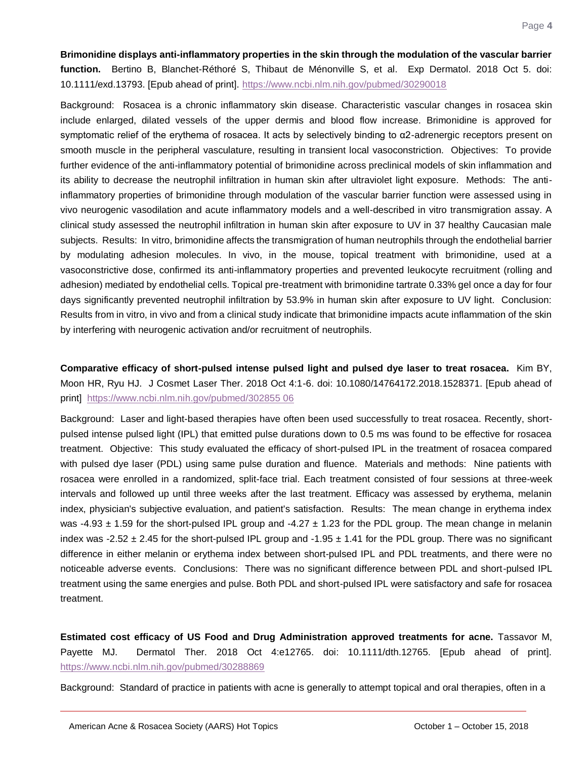**Brimonidine displays anti-inflammatory properties in the skin through the modulation of the vascular barrier function.** Bertino B, Blanchet-Réthoré S, Thibaut de Ménonville S, et al. Exp Dermatol. 2018 Oct 5. doi: 10.1111/exd.13793. [Epub ahead of print]. https://www.ncbi.nlm.nih.gov/pubmed/30290018

Background: Rosacea is a chronic inflammatory skin disease. Characteristic vascular changes in rosacea skin include enlarged, dilated vessels of the upper dermis and blood flow increase. Brimonidine is approved for symptomatic relief of the erythema of rosacea. It acts by selectively binding to α2-adrenergic receptors present on smooth muscle in the peripheral vasculature, resulting in transient local vasoconstriction. Objectives: To provide further evidence of the anti-inflammatory potential of brimonidine across preclinical models of skin inflammation and its ability to decrease the neutrophil infiltration in human skin after ultraviolet light exposure. Methods: The anti-inflammatory properties of brimonidine through modulation of the vascular barrier function were assessed using in vivo neurogenic vasodilation and acute inflammatory models and a well-described in vitro transmigration assay. A clinical study assessed the neutrophil infiltration in human skin after exposure to UV in 37 healthy Caucasian male subjects. Results: In vitro, brimonidine affects the transmigration of human neutrophils through the endothelial barrier by modulating adhesion molecules. In vivo, in the mouse, topical treatment with brimonidine, used at a vasoconstrictive dose, confirmed its anti-inflammatory properties and prevented leukocyte recruitment (rolling and adhesion) mediated by endothelial cells. Topical pre-treatment with brimonidine tartrate 0.33% gel once a day for four days significantly prevented neutrophil infiltration by 53.9% in human skin after exposure to UV light. Conclusion: Results from in vitro, in vivo and from a clinical study indicate that brimonidine impacts acute inflammation of the skin by interfering with neurogenic activation and/or recruitment of neutrophils.

**Comparative efficacy of short-pulsed intense pulsed light and pulsed dye laser to treat rosacea.** Kim BY, Moon HR, Ryu HJ. J Cosmet Laser Ther. 2018 Oct 4:1-6. doi: 10.1080/14764172.2018.1528371. [Epub ahead of print] https://www.ncbi.nlm.nih.gov/pubmed/302855 06

Background: Laser and light-based therapies have often been used successfully to treat rosacea. Recently, short-pulsed intense pulsed light (IPL) that emitted pulse durations down to 0.5 ms was found to be effective for rosacea treatment. Objective: This study evaluated the efficacy of short-pulsed IPL in the treatment of rosacea compared with pulsed dye laser (PDL) using same pulse duration and fluence. Materials and methods: Nine patients with rosacea were enrolled in a randomized, split-face trial. Each treatment consisted of four sessions at three-week intervals and followed up until three weeks after the last treatment. Efficacy was assessed by erythema, melanin index, physician's subjective evaluation, and patient's satisfaction. Results: The mean change in erythema index was $-4.93 \pm 1.59$ for the short-pulsed IPL group and $-4.27 \pm 1.23$ for the PDL group. The mean change in melanin index was $-2.52 \pm 2.45$ for the short-pulsed IPL group and $-1.95 \pm 1.41$ for the PDL group. There was no significant difference in either melanin or erythema index between short-pulsed IPL and PDL treatments, and there were no noticeable adverse events. Conclusions: There was no significant difference between PDL and short-pulsed IPL treatment using the same energies and pulse. Both PDL and short-pulsed IPL were satisfactory and safe for rosacea treatment.

**Estimated cost efficacy of US Food and Drug Administration approved treatments for acne.** Tassavor M, Payette MJ. Dermatol Ther. 2018 Oct 4:e12765. doi: 10.1111/dth.12765. [Epub ahead of print]. https://www.ncbi.nlm.nih.gov/pubmed/30288869

Background: Standard of practice in patients with acne is generally to attempt topical and oral therapies, often in a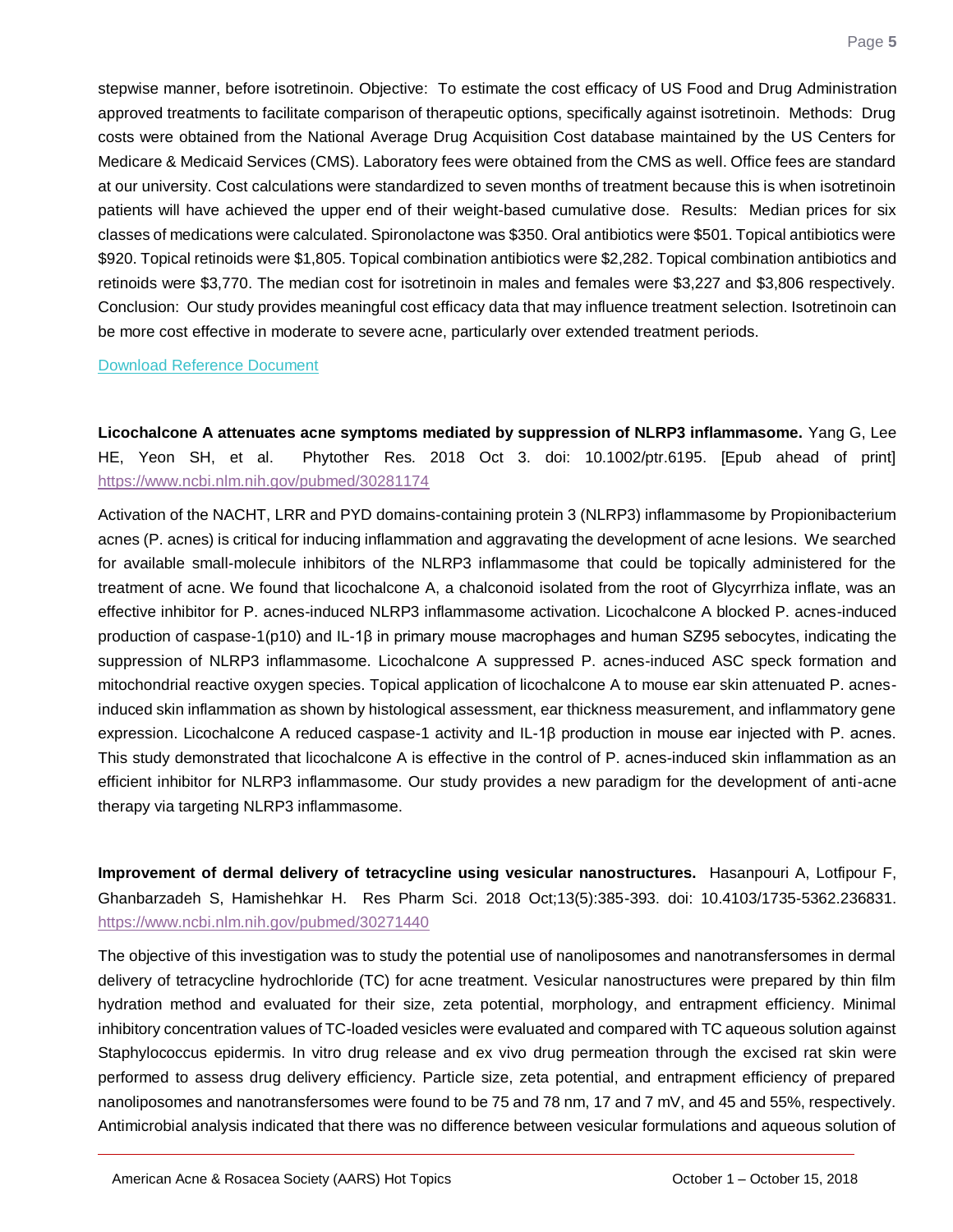stepwise manner, before isotretinoin. Objective: To estimate the cost efficacy of US Food and Drug Administration approved treatments to facilitate comparison of therapeutic options, specifically against isotretinoin. Methods: Drug costs were obtained from the National Average Drug Acquisition Cost database maintained by the US Centers for Medicare & Medicaid Services (CMS). Laboratory fees were obtained from the CMS as well. Office fees are standard at our university. Cost calculations were standardized to seven months of treatment because this is when isotretinoin patients will have achieved the upper end of their weight-based cumulative dose. Results: Median prices for six classes of medications were calculated. Spironolactone was $350. Oral antibiotics were $501. Topical antibiotics were $920. Topical retinoids were $1,805. Topical combination antibiotics were $2,282. Topical combination antibiotics and retinoids were $3,770. The median cost for isotretinoin in males and females were $3,227 and $3,806 respectively. Conclusion: Our study provides meaningful cost efficacy data that may influence treatment selection. Isotretinoin can be more cost effective in moderate to severe acne, particularly over extended treatment periods.

Download Reference Document

**Licochalcone A attenuates acne symptoms mediated by suppression of NLRP3 inflammasome.** Yang G, Lee HE, Yeon SH, et al. Phytother Res. 2018 Oct 3. doi: 10.1002/ptr.6195. [Epub ahead of print] https://www.ncbi.nlm.nih.gov/pubmed/30281174

Activation of the NACHT, LRR and PYD domains-containing protein 3 (NLRP3) inflammasome by Propionibacterium acnes (P. acnes) is critical for inducing inflammation and aggravating the development of acne lesions. We searched for available small-molecule inhibitors of the NLRP3 inflammasome that could be topically administered for the treatment of acne. We found that licochalcone A, a chalconoid isolated from the root of Glycyrrhiza inflate, was an effective inhibitor for P. acnes-induced NLRP3 inflammasome activation. Licochalcone A blocked P. acnes-induced production of caspase-1(p10) and IL-1β in primary mouse macrophages and human SZ95 sebocytes, indicating the suppression of NLRP3 inflammasome. Licochalcone A suppressed P. acnes-induced ASC speck formation and mitochondrial reactive oxygen species. Topical application of licochalcone A to mouse ear skin attenuated P. acnes-induced skin inflammation as shown by histological assessment, ear thickness measurement, and inflammatory gene expression. Licochalcone A reduced caspase-1 activity and IL-1β production in mouse ear injected with P. acnes. This study demonstrated that licochalcone A is effective in the control of P. acnes-induced skin inflammation as an efficient inhibitor for NLRP3 inflammasome. Our study provides a new paradigm for the development of anti-acne therapy via targeting NLRP3 inflammasome.

**Improvement of dermal delivery of tetracycline using vesicular nanostructures.** Hasanpouri A, Lotfipour F, Ghanbarzadeh S, Hamishehkar H. Res Pharm Sci. 2018 Oct;13(5):385-393. doi: 10.4103/1735-5362.236831. https://www.ncbi.nlm.nih.gov/pubmed/30271440

The objective of this investigation was to study the potential use of nanoliposomes and nanotransfersomes in dermal delivery of tetracycline hydrochloride (TC) for acne treatment. Vesicular nanostructures were prepared by thin film hydration method and evaluated for their size, zeta potential, morphology, and entrapment efficiency. Minimal inhibitory concentration values of TC-loaded vesicles were evaluated and compared with TC aqueous solution against Staphylococcus epidermis. In vitro drug release and ex vivo drug permeation through the excised rat skin were performed to assess drug delivery efficiency. Particle size, zeta potential, and entrapment efficiency of prepared nanoliposomes and nanotransfersomes were found to be 75 and 78 nm, 17 and 7 mV, and 45 and 55%, respectively. Antimicrobial analysis indicated that there was no difference between vesicular formulations and aqueous solution of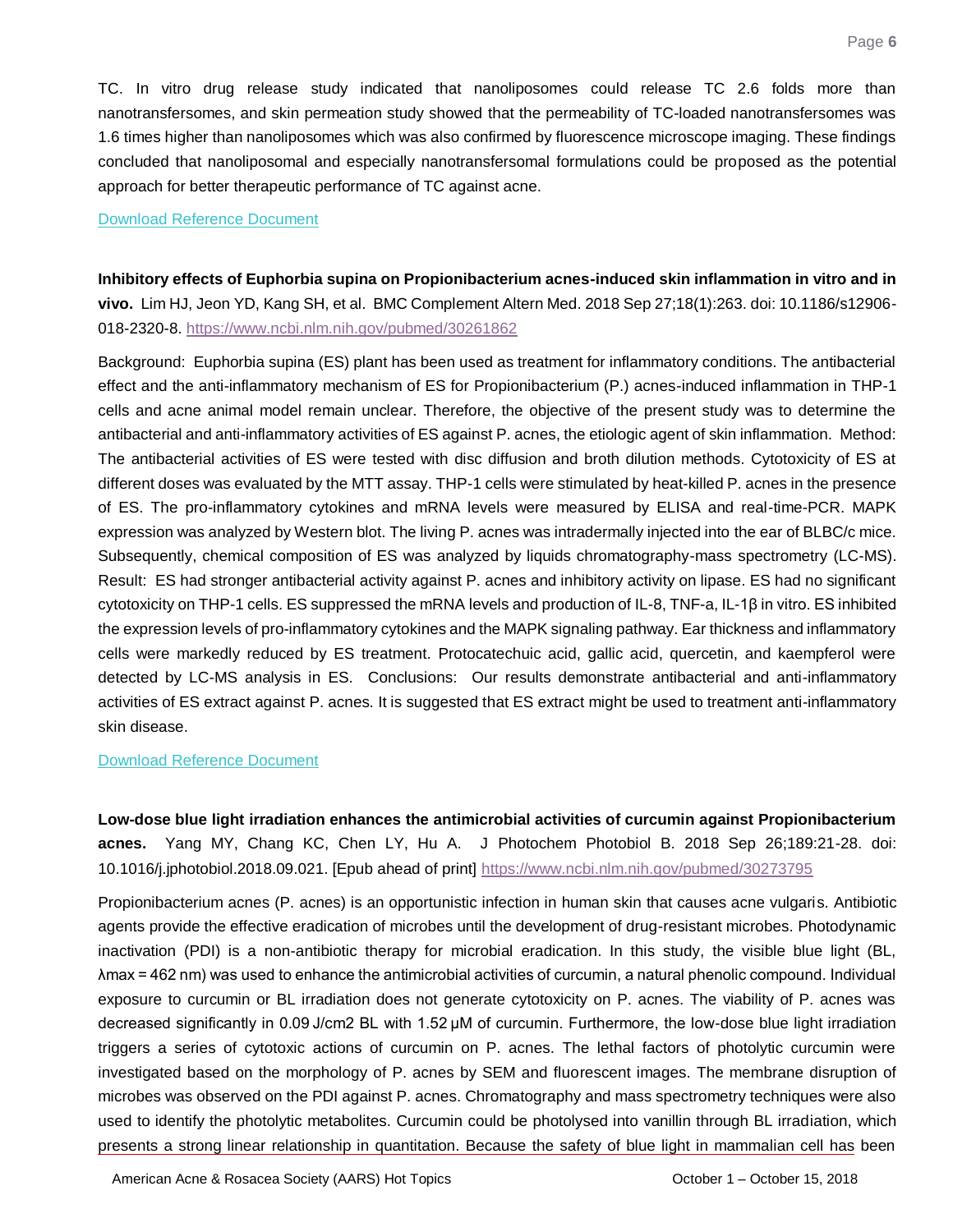TC. In vitro drug release study indicated that nanoliposomes could release TC 2.6 folds more than nanotransfersomes, and skin permeation study showed that the permeability of TC-loaded nanotransfersomes was 1.6 times higher than nanoliposomes which was also confirmed by fluorescence microscope imaging. These findings concluded that nanoliposomal and especially nanotransfersomal formulations could be proposed as the potential approach for better therapeutic performance of TC against acne.

Download Reference Document

**Inhibitory effects of Euphorbia supina on Propionibacterium acnes-induced skin inflammation in vitro and in vivo.** Lim HJ, Jeon YD, Kang SH, et al. BMC Complement Altern Med. 2018 Sep 27;18(1):263. doi: 10.1186/s12906-018-2320-8. https://www.ncbi.nlm.nih.gov/pubmed/30261862

Background: Euphorbia supina (ES) plant has been used as treatment for inflammatory conditions. The antibacterial effect and the anti-inflammatory mechanism of ES for Propionibacterium (P.) acnes-induced inflammation in THP-1 cells and acne animal model remain unclear. Therefore, the objective of the present study was to determine the antibacterial and anti-inflammatory activities of ES against P. acnes, the etiologic agent of skin inflammation. Method: The antibacterial activities of ES were tested with disc diffusion and broth dilution methods. Cytotoxicity of ES at different doses was evaluated by the MTT assay. THP-1 cells were stimulated by heat-killed P. acnes in the presence of ES. The pro-inflammatory cytokines and mRNA levels were measured by ELISA and real-time-PCR. MAPK expression was analyzed by Western blot. The living P. acnes was intradermally injected into the ear of BLBC/c mice. Subsequently, chemical composition of ES was analyzed by liquids chromatography-mass spectrometry (LC-MS). Result: ES had stronger antibacterial activity against P. acnes and inhibitory activity on lipase. ES had no significant cytotoxicity on THP-1 cells. ES suppressed the mRNA levels and production of IL-8, TNF-a, IL-1β in vitro. ES inhibited the expression levels of pro-inflammatory cytokines and the MAPK signaling pathway. Ear thickness and inflammatory cells were markedly reduced by ES treatment. Protocatechuic acid, gallic acid, quercetin, and kaempferol were detected by LC-MS analysis in ES. Conclusions: Our results demonstrate antibacterial and anti-inflammatory activities of ES extract against P. acnes. It is suggested that ES extract might be used to treatment anti-inflammatory skin disease.

Download Reference Document

**Low-dose blue light irradiation enhances the antimicrobial activities of curcumin against Propionibacterium acnes.** Yang MY, Chang KC, Chen LY, Hu A. J Photochem Photobiol B. 2018 Sep 26;189:21-28. doi: 10.1016/j.jphotobiol.2018.09.021. [Epub ahead of print] https://www.ncbi.nlm.nih.gov/pubmed/30273795

Propionibacterium acnes (P. acnes) is an opportunistic infection in human skin that causes acne vulgaris. Antibiotic agents provide the effective eradication of microbes until the development of drug-resistant microbes. Photodynamic inactivation (PDI) is a non-antibiotic therapy for microbial eradication. In this study, the visible blue light (BL, λmax = 462 nm) was used to enhance the antimicrobial activities of curcumin, a natural phenolic compound. Individual exposure to curcumin or BL irradiation does not generate cytotoxicity on P. acnes. The viability of P. acnes was decreased significantly in 0.09 J/cm2 BL with 1.52 μM of curcumin. Furthermore, the low-dose blue light irradiation triggers a series of cytotoxic actions of curcumin on P. acnes. The lethal factors of photolytic curcumin were investigated based on the morphology of P. acnes by SEM and fluorescent images. The membrane disruption of microbes was observed on the PDI against P. acnes. Chromatography and mass spectrometry techniques were also used to identify the photolytic metabolites. Curcumin could be photolysed into vanillin through BL irradiation, which presents a strong linear relationship in quantitation. Because the safety of blue light in mammalian cell has been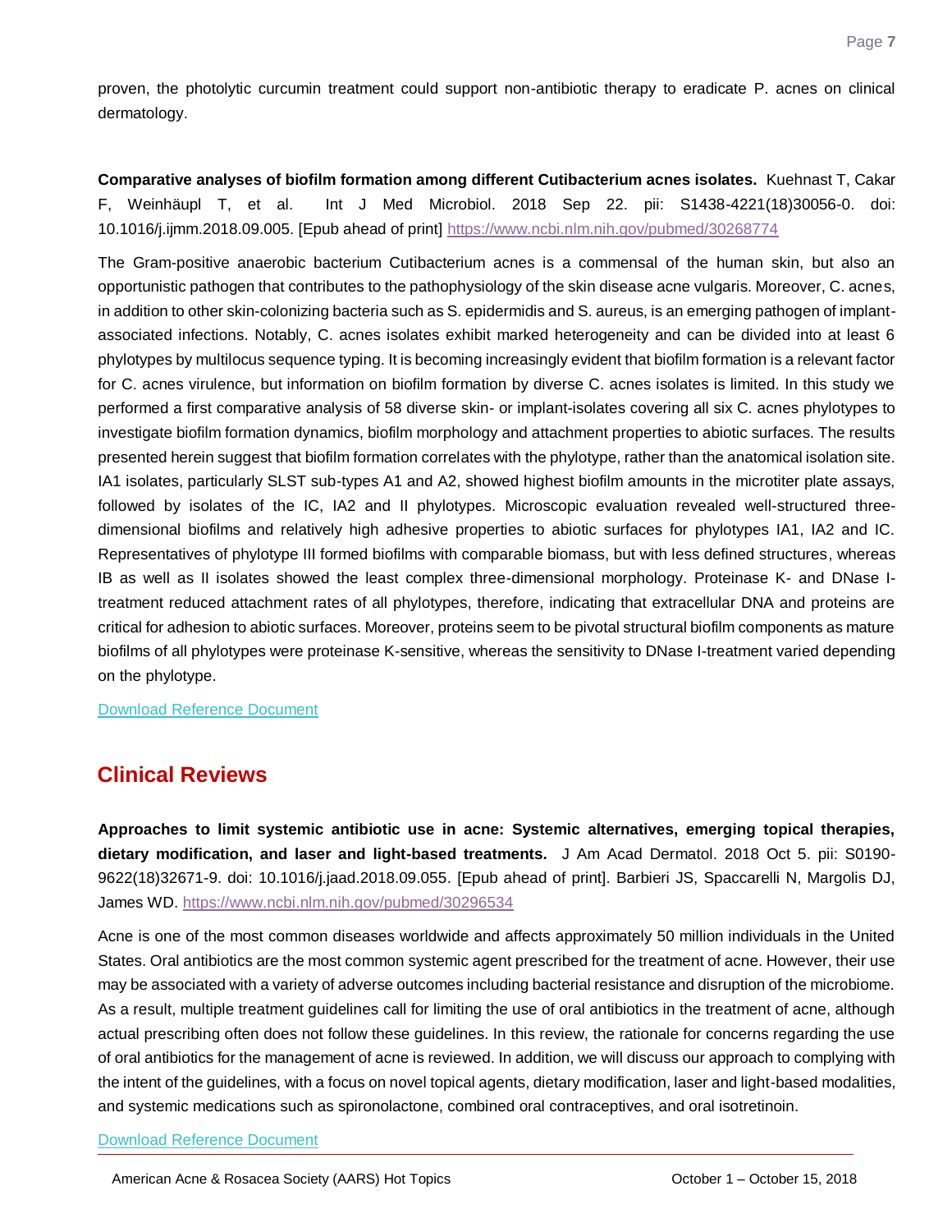proven, the photolytic curcumin treatment could support non-antibiotic therapy to eradicate P. acnes on clinical dermatology.

**Comparative analyses of biofilm formation among different Cutibacterium acnes isolates.** Kuehnast T, Cakar F, Weinhäupl T, et al. Int J Med Microbiol. 2018 Sep 22. pii: S1438-4221(18)30056-0. doi: 10.1016/j.ijmm.2018.09.005. [Epub ahead of print] https://www.ncbi.nlm.nih.gov/pubmed/30268774

The Gram-positive anaerobic bacterium Cutibacterium acnes is a commensal of the human skin, but also an opportunistic pathogen that contributes to the pathophysiology of the skin disease acne vulgaris. Moreover, C. acnes, in addition to other skin-colonizing bacteria such as S. epidermidis and S. aureus, is an emerging pathogen of implant-associated infections. Notably, C. acnes isolates exhibit marked heterogeneity and can be divided into at least 6 phylotypes by multilocus sequence typing. It is becoming increasingly evident that biofilm formation is a relevant factor for C. acnes virulence, but information on biofilm formation by diverse C. acnes isolates is limited. In this study we performed a first comparative analysis of 58 diverse skin- or implant-isolates covering all six C. acnes phylotypes to investigate biofilm formation dynamics, biofilm morphology and attachment properties to abiotic surfaces. The results presented herein suggest that biofilm formation correlates with the phylotype, rather than the anatomical isolation site. IA1 isolates, particularly SLST sub-types A1 and A2, showed highest biofilm amounts in the microtiter plate assays, followed by isolates of the IC, IA2 and II phylotypes. Microscopic evaluation revealed well-structured three-dimensional biofilms and relatively high adhesive properties to abiotic surfaces for phylotypes IA1, IA2 and IC. Representatives of phylotype III formed biofilms with comparable biomass, but with less defined structures, whereas IB as well as II isolates showed the least complex three-dimensional morphology. Proteinase K- and DNase I-treatment reduced attachment rates of all phylotypes, therefore, indicating that extracellular DNA and proteins are critical for adhesion to abiotic surfaces. Moreover, proteins seem to be pivotal structural biofilm components as mature biofilms of all phylotypes were proteinase K-sensitive, whereas the sensitivity to DNase I-treatment varied depending on the phylotype.

Download Reference Document

## Clinical Reviews

**Approaches to limit systemic antibiotic use in acne: Systemic alternatives, emerging topical therapies, dietary modification, and laser and light-based treatments.** J Am Acad Dermatol. 2018 Oct 5. pii: S0190-9622(18)32671-9. doi: 10.1016/j.jaad.2018.09.055. [Epub ahead of print]. Barbieri JS, Spaccarelli N, Margolis DJ, James WD. https://www.ncbi.nlm.nih.gov/pubmed/30296534

Acne is one of the most common diseases worldwide and affects approximately 50 million individuals in the United States. Oral antibiotics are the most common systemic agent prescribed for the treatment of acne. However, their use may be associated with a variety of adverse outcomes including bacterial resistance and disruption of the microbiome. As a result, multiple treatment guidelines call for limiting the use of oral antibiotics in the treatment of acne, although actual prescribing often does not follow these guidelines. In this review, the rationale for concerns regarding the use of oral antibiotics for the management of acne is reviewed. In addition, we will discuss our approach to complying with the intent of the guidelines, with a focus on novel topical agents, dietary modification, laser and light-based modalities, and systemic medications such as spironolactone, combined oral contraceptives, and oral isotretinoin.

Download Reference Document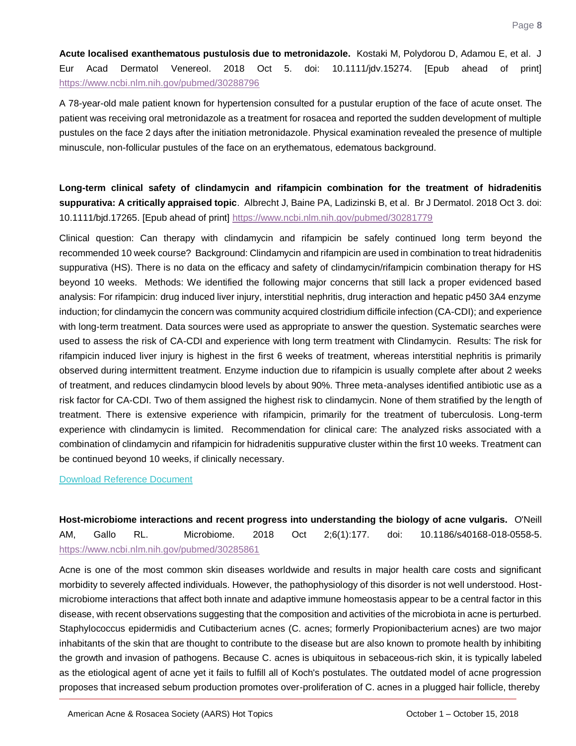**Acute localised exanthematous pustulosis due to metronidazole.** Kostaki M, Polydorou D, Adamou E, et al. J Eur Acad Dermatol Venereol. 2018 Oct 5. doi: 10.1111/jdv.15274. [Epub ahead of print] https://www.ncbi.nlm.nih.gov/pubmed/30288796

A 78-year-old male patient known for hypertension consulted for a pustular eruption of the face of acute onset. The patient was receiving oral metronidazole as a treatment for rosacea and reported the sudden development of multiple pustules on the face 2 days after the initiation metronidazole. Physical examination revealed the presence of multiple minuscule, non-follicular pustules of the face on an erythematous, edematous background.

**Long-term clinical safety of clindamycin and rifampicin combination for the treatment of hidradenitis suppurativa: A critically appraised topic**. Albrecht J, Baine PA, Ladizinski B, et al. Br J Dermatol. 2018 Oct 3. doi: 10.1111/bjd.17265. [Epub ahead of print] https://www.ncbi.nlm.nih.gov/pubmed/30281779

Clinical question: Can therapy with clindamycin and rifampicin be safely continued long term beyond the recommended 10 week course? Background: Clindamycin and rifampicin are used in combination to treat hidradenitis suppurativa (HS). There is no data on the efficacy and safety of clindamycin/rifampicin combination therapy for HS beyond 10 weeks. Methods: We identified the following major concerns that still lack a proper evidenced based analysis: For rifampicin: drug induced liver injury, interstitial nephritis, drug interaction and hepatic p450 3A4 enzyme induction; for clindamycin the concern was community acquired clostridium difficile infection (CA-CDI); and experience with long-term treatment. Data sources were used as appropriate to answer the question. Systematic searches were used to assess the risk of CA-CDI and experience with long term treatment with Clindamycin. Results: The risk for rifampicin induced liver injury is highest in the first 6 weeks of treatment, whereas interstitial nephritis is primarily observed during intermittent treatment. Enzyme induction due to rifampicin is usually complete after about 2 weeks of treatment, and reduces clindamycin blood levels by about 90%. Three meta-analyses identified antibiotic use as a risk factor for CA-CDI. Two of them assigned the highest risk to clindamycin. None of them stratified by the length of treatment. There is extensive experience with rifampicin, primarily for the treatment of tuberculosis. Long-term experience with clindamycin is limited. Recommendation for clinical care: The analyzed risks associated with a combination of clindamycin and rifampicin for hidradenitis suppurative cluster within the first 10 weeks. Treatment can be continued beyond 10 weeks, if clinically necessary.

Download Reference Document

**Host-microbiome interactions and recent progress into understanding the biology of acne vulgaris.** O'Neill AM, Gallo RL. Microbiome. 2018 Oct 2;6(1):177. doi: 10.1186/s40168-018-0558-5. https://www.ncbi.nlm.nih.gov/pubmed/30285861

Acne is one of the most common skin diseases worldwide and results in major health care costs and significant morbidity to severely affected individuals. However, the pathophysiology of this disorder is not well understood. Host-microbiome interactions that affect both innate and adaptive immune homeostasis appear to be a central factor in this disease, with recent observations suggesting that the composition and activities of the microbiota in acne is perturbed. Staphylococcus epidermidis and Cutibacterium acnes (C. acnes; formerly Propionibacterium acnes) are two major inhabitants of the skin that are thought to contribute to the disease but are also known to promote health by inhibiting the growth and invasion of pathogens. Because C. acnes is ubiquitous in sebaceous-rich skin, it is typically labeled as the etiological agent of acne yet it fails to fulfill all of Koch's postulates. The outdated model of acne progression proposes that increased sebum production promotes over-proliferation of C. acnes in a plugged hair follicle, thereby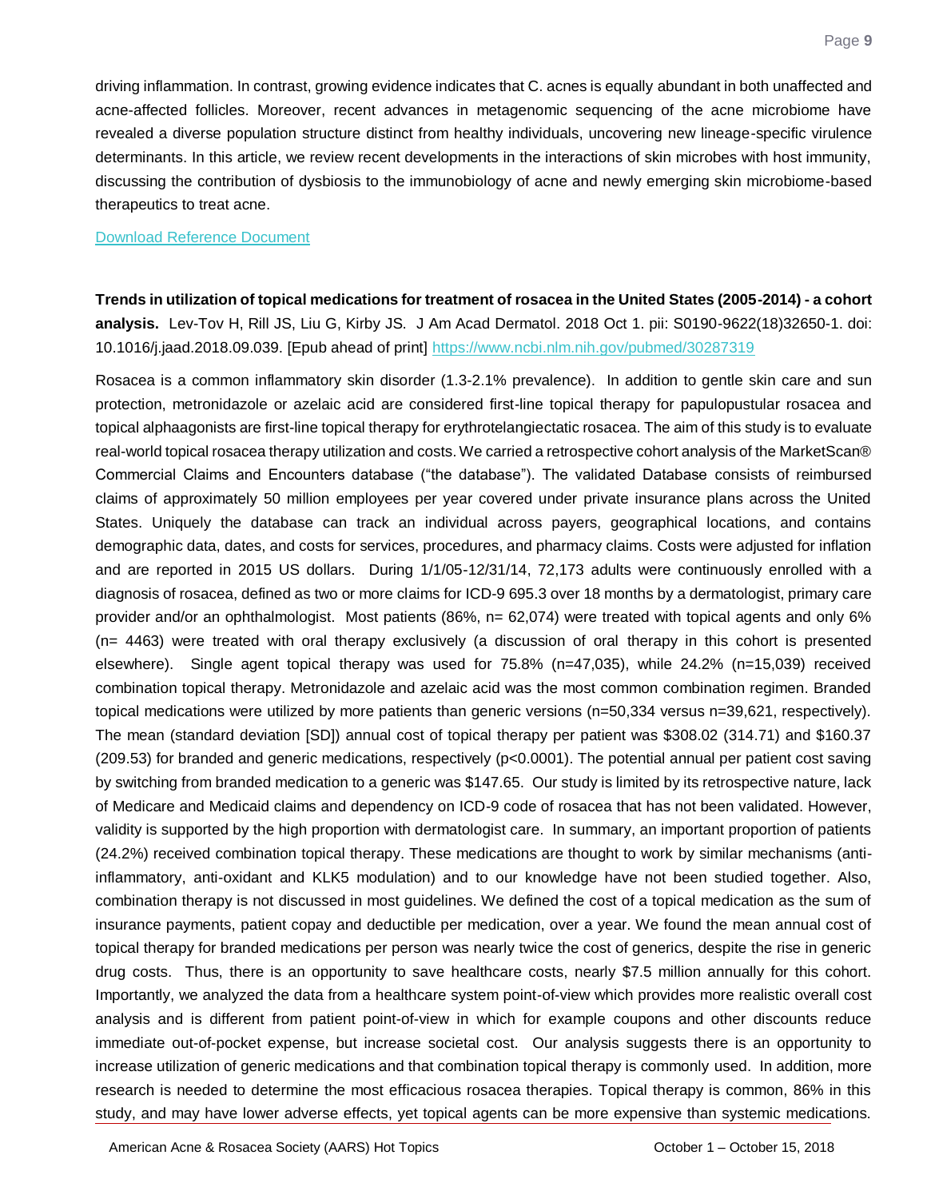driving inflammation. In contrast, growing evidence indicates that C. acnes is equally abundant in both unaffected and acne-affected follicles. Moreover, recent advances in metagenomic sequencing of the acne microbiome have revealed a diverse population structure distinct from healthy individuals, uncovering new lineage-specific virulence determinants. In this article, we review recent developments in the interactions of skin microbes with host immunity, discussing the contribution of dysbiosis to the immunobiology of acne and newly emerging skin microbiome-based therapeutics to treat acne.

[Download Reference Document]

**Trends in utilization of topical medications for treatment of rosacea in the United States (2005-2014) - a cohort analysis.** Lev-Tov H, Rill JS, Liu G, Kirby JS. J Am Acad Dermatol. 2018 Oct 1. pii: S0190-9622(18)32650-1. doi: 10.1016/j.jaad.2018.09.039. [Epub ahead of print] https://www.ncbi.nlm.nih.gov/pubmed/30287319

Rosacea is a common inflammatory skin disorder (1.3-2.1% prevalence). In addition to gentle skin care and sun protection, metronidazole or azelaic acid are considered first-line topical therapy for papulopustular rosacea and topical alphaagonists are first-line topical therapy for erythrotelangiectatic rosacea. The aim of this study is to evaluate real-world topical rosacea therapy utilization and costs. We carried a retrospective cohort analysis of the MarketScan® Commercial Claims and Encounters database ("the database"). The validated Database consists of reimbursed claims of approximately 50 million employees per year covered under private insurance plans across the United States. Uniquely the database can track an individual across payers, geographical locations, and contains demographic data, dates, and costs for services, procedures, and pharmacy claims. Costs were adjusted for inflation and are reported in 2015 US dollars. During 1/1/05-12/31/14, 72,173 adults were continuously enrolled with a diagnosis of rosacea, defined as two or more claims for ICD-9 695.3 over 18 months by a dermatologist, primary care provider and/or an ophthalmologist. Most patients (86%, n= 62,074) were treated with topical agents and only 6% (n= 4463) were treated with oral therapy exclusively (a discussion of oral therapy in this cohort is presented elsewhere). Single agent topical therapy was used for 75.8% (n=47,035), while 24.2% (n=15,039) received combination topical therapy. Metronidazole and azelaic acid was the most common combination regimen. Branded topical medications were utilized by more patients than generic versions (n=50,334 versus n=39,621, respectively). The mean (standard deviation [SD]) annual cost of topical therapy per patient was $308.02 (314.71) and $160.37 (209.53) for branded and generic medications, respectively (p<0.0001). The potential annual per patient cost saving by switching from branded medication to a generic was $147.65. Our study is limited by its retrospective nature, lack of Medicare and Medicaid claims and dependency on ICD-9 code of rosacea that has not been validated. However, validity is supported by the high proportion with dermatologist care. In summary, an important proportion of patients (24.2%) received combination topical therapy. These medications are thought to work by similar mechanisms (anti-inflammatory, anti-oxidant and KLK5 modulation) and to our knowledge have not been studied together. Also, combination therapy is not discussed in most guidelines. We defined the cost of a topical medication as the sum of insurance payments, patient copay and deductible per medication, over a year. We found the mean annual cost of topical therapy for branded medications per person was nearly twice the cost of generics, despite the rise in generic drug costs. Thus, there is an opportunity to save healthcare costs, nearly $7.5 million annually for this cohort. Importantly, we analyzed the data from a healthcare system point-of-view which provides more realistic overall cost analysis and is different from patient point-of-view in which for example coupons and other discounts reduce immediate out-of-pocket expense, but increase societal cost. Our analysis suggests there is an opportunity to increase utilization of generic medications and that combination topical therapy is commonly used. In addition, more research is needed to determine the most efficacious rosacea therapies. Topical therapy is common, 86% in this study, and may have lower adverse effects, yet topical agents can be more expensive than systemic medications.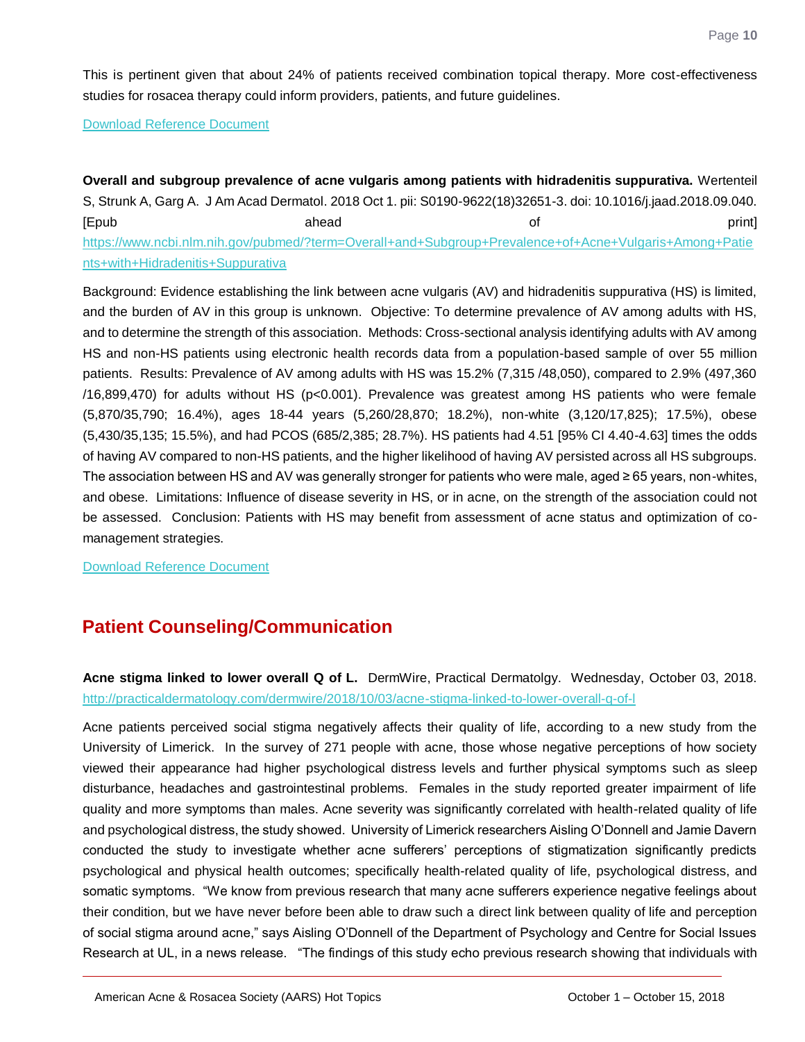This is pertinent given that about 24% of patients received combination topical therapy. More cost-effectiveness studies for rosacea therapy could inform providers, patients, and future guidelines.

[Download Reference Document]

**Overall and subgroup prevalence of acne vulgaris among patients with hidradenitis suppurativa.** Wertenteil S, Strunk A, Garg A. J Am Acad Dermatol. 2018 Oct 1. pii: S0190-9622(18)32651-3. doi: 10.1016/j.jaad.2018.09.040. [Epub ahead of print]
https://www.ncbi.nlm.nih.gov/pubmed/?term=Overall+and+Subgroup+Prevalence+of+Acne+Vulgaris+Among+Patients+with+Hidradenitis+Suppurativa

Background: Evidence establishing the link between acne vulgaris (AV) and hidradenitis suppurativa (HS) is limited, and the burden of AV in this group is unknown. Objective: To determine prevalence of AV among adults with HS, and to determine the strength of this association. Methods: Cross-sectional analysis identifying adults with AV among HS and non-HS patients using electronic health records data from a population-based sample of over 55 million patients. Results: Prevalence of AV among adults with HS was 15.2% (7,315 /48,050), compared to 2.9% (497,360 /16,899,470) for adults without HS ($p<0.001$). Prevalence was greatest among HS patients who were female (5,870/35,790; 16.4%), ages 18-44 years (5,260/28,870; 18.2%), non-white (3,120/17,825); 17.5%), obese (5,430/35,135; 15.5%), and had PCOS (685/2,385; 28.7%). HS patients had 4.51 [95% CI 4.40-4.63] times the odds of having AV compared to non-HS patients, and the higher likelihood of having AV persisted across all HS subgroups. The association between HS and AV was generally stronger for patients who were male, aged ≥ 65 years, non-whites, and obese. Limitations: Influence of disease severity in HS, or in acne, on the strength of the association could not be assessed. Conclusion: Patients with HS may benefit from assessment of acne status and optimization of co-management strategies.

[Download Reference Document]

## Patient Counseling/Communication

**Acne stigma linked to lower overall Q of L.** DermWire, Practical Dermatolgy. Wednesday, October 03, 2018.
http://practicaldermatology.com/dermwire/2018/10/03/acne-stigma-linked-to-lower-overall-q-of-l

Acne patients perceived social stigma negatively affects their quality of life, according to a new study from the University of Limerick. In the survey of 271 people with acne, those whose negative perceptions of how society viewed their appearance had higher psychological distress levels and further physical symptoms such as sleep disturbance, headaches and gastrointestinal problems. Females in the study reported greater impairment of life quality and more symptoms than males. Acne severity was significantly correlated with health-related quality of life and psychological distress, the study showed. University of Limerick researchers Aisling O'Donnell and Jamie Davern conducted the study to investigate whether acne sufferers' perceptions of stigmatization significantly predicts psychological and physical health outcomes; specifically health-related quality of life, psychological distress, and somatic symptoms. "We know from previous research that many acne sufferers experience negative feelings about their condition, but we have never before been able to draw such a direct link between quality of life and perception of social stigma around acne," says Aisling O'Donnell of the Department of Psychology and Centre for Social Issues Research at UL, in a news release. "The findings of this study echo previous research showing that individuals with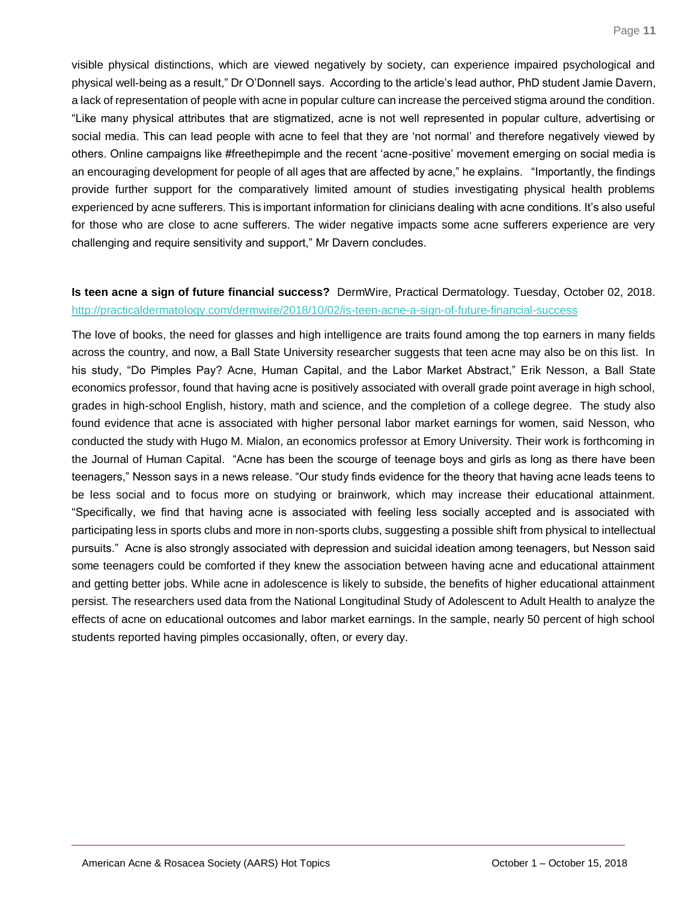visible physical distinctions, which are viewed negatively by society, can experience impaired psychological and physical well-being as a result," Dr O'Donnell says. According to the article's lead author, PhD student Jamie Davern, a lack of representation of people with acne in popular culture can increase the perceived stigma around the condition. "Like many physical attributes that are stigmatized, acne is not well represented in popular culture, advertising or social media. This can lead people with acne to feel that they are 'not normal' and therefore negatively viewed by others. Online campaigns like #freethepimple and the recent 'acne-positive' movement emerging on social media is an encouraging development for people of all ages that are affected by acne," he explains. "Importantly, the findings provide further support for the comparatively limited amount of studies investigating physical health problems experienced by acne sufferers. This is important information for clinicians dealing with acne conditions. It's also useful for those who are close to acne sufferers. The wider negative impacts some acne sufferers experience are very challenging and require sensitivity and support," Mr Davern concludes.

**Is teen acne a sign of future financial success?** DermWire, Practical Dermatology. Tuesday, October 02, 2018. http://practicaldermatology.com/dermwire/2018/10/02/is-teen-acne-a-sign-of-future-financial-success

The love of books, the need for glasses and high intelligence are traits found among the top earners in many fields across the country, and now, a Ball State University researcher suggests that teen acne may also be on this list. In his study, "Do Pimples Pay? Acne, Human Capital, and the Labor Market Abstract," Erik Nesson, a Ball State economics professor, found that having acne is positively associated with overall grade point average in high school, grades in high-school English, history, math and science, and the completion of a college degree. The study also found evidence that acne is associated with higher personal labor market earnings for women, said Nesson, who conducted the study with Hugo M. Mialon, an economics professor at Emory University. Their work is forthcoming in the Journal of Human Capital. "Acne has been the scourge of teenage boys and girls as long as there have been teenagers," Nesson says in a news release. "Our study finds evidence for the theory that having acne leads teens to be less social and to focus more on studying or brainwork, which may increase their educational attainment. "Specifically, we find that having acne is associated with feeling less socially accepted and is associated with participating less in sports clubs and more in non-sports clubs, suggesting a possible shift from physical to intellectual pursuits." Acne is also strongly associated with depression and suicidal ideation among teenagers, but Nesson said some teenagers could be comforted if they knew the association between having acne and educational attainment and getting better jobs. While acne in adolescence is likely to subside, the benefits of higher educational attainment persist. The researchers used data from the National Longitudinal Study of Adolescent to Adult Health to analyze the effects of acne on educational outcomes and labor market earnings. In the sample, nearly 50 percent of high school students reported having pimples occasionally, often, or every day.